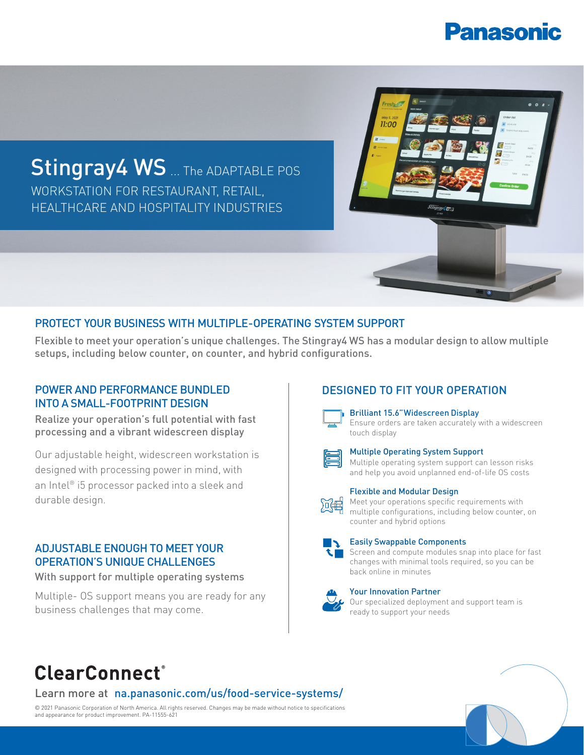Panasonic

# Stingray4 WS ... The ADAPTABLE POS WORKSTATION FOR RESTAURANT, RETAIL, HEALTHCARE AND HOSPITALITY INDUSTRIES

## PROTECT YOUR BUSINESS WITH MULTIPLE-OPERATING SYSTEM SUPPORT

Flexible to meet your operation's unique challenges. The Stingray4 WS has a modular design to allow multiple setups, including below counter, on counter, and hybrid configurations.

## POWER AND PERFORMANCE BUNDLED INTO A SMALL-FOOTPRINT DESIGN

Realize your operation's full potential with fast processing and a vibrant widescreen display

Our adjustable height, widescreen workstation is designed with processing power in mind, with an Intel® i5 processor packed into a sleek and durable design.

## ADJUSTABLE ENOUGH TO MEET YOUR OPERATION'S UNIQUE CHALLENGES

With support for multiple operating systems

Multiple- OS support means you are ready for any business challenges that may come.

## DESIGNED TO FIT YOUR OPERATION

**Brilliant 15.6" Widescreen Display**
Ensure orders are taken accurately with a widescreen touch display

**Multiple Operating System Support**
Multiple operating system support can lesson risks and help you avoid unplanned end-of-life OS costs

**Flexible and Modular Design**
Meet your operations specific requirements with multiple configurations, including below counter, on counter and hybrid options

**Easily Swappable Components**
Screen and compute modules snap into place for fast changes with minimal tools required, so you can be back online in minutes

**Your Innovation Partner**
Our specialized deployment and support team is ready to support your needs

**ClearConnect®**

Learn more at na.panasonic.com/us/food-service-systems/

© 2021 Panasonic Corporation of North America. All rights reserved. Changes may be made without notice to specifications and appearance for product improvement. PA-11555-621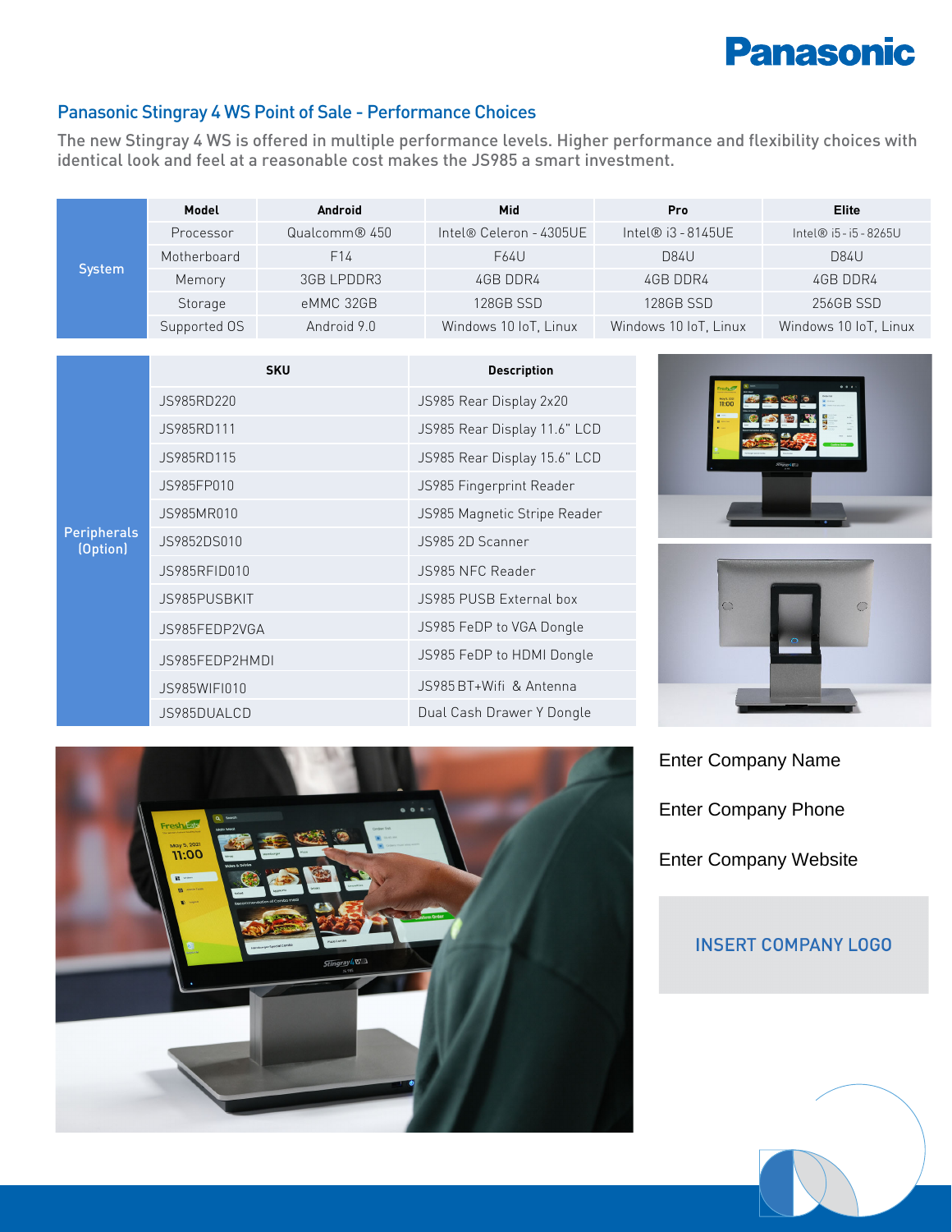## Panasonic Stingray 4 WS Point of Sale - Performance Choices

The new Stingray 4 WS is offered in multiple performance levels. Higher performance and flexibility choices with identical look and feel at a reasonable cost makes the JS985 a smart investment.

| | Model | Android | Mid | Pro | Elite |
|---|---|---|---|---|---|
| System | Processor | Qualcomm® 450 | Intel® Celeron - 4305UE | Intel® i3 - 8145UE | Intel® i5 - i5 - 8265U |
| | Motherboard | F14 | F64U | D84U | D84U |
| | Memory | 3GB LPDDR3 | 4GB DDR4 | 4GB DDR4 | 4GB DDR4 |
| | Storage | eMMC 32GB | 128GB SSD | 128GB SSD | 256GB SSD |
| | Supported OS | Android 9.0 | Windows 10 IoT, Linux | Windows 10 IoT, Linux | Windows 10 IoT, Linux |

| | SKU | Description |
|---|---|---|
| Peripherals (Option) | JS985RD220 | JS985 Rear Display 2x20 |
| | JS985RD111 | JS985 Rear Display 11.6" LCD |
| | JS985RD115 | JS985 Rear Display 15.6" LCD |
| | JS985FP010 | JS985 Fingerprint Reader |
| | JS985MR010 | JS985 Magnetic Stripe Reader |
| | JS9852DS010 | JS985 2D Scanner |
| | JS985RFID010 | JS985 NFC Reader |
| | JS985PUSBKIT | JS985 PUSB External box |
| | JS985FEDP2VGA | JS985 FeDP to VGA Dongle |
| | JS985FEDP2HMDI | JS985 FeDP to HDMI Dongle |
| | JS985WIFI010 | JS985 BT+Wifi & Antenna |
| | JS985DUALCD | Dual Cash Drawer Y Dongle |

Enter Company Name

Enter Company Phone

Enter Company Website

INSERT COMPANY LOGO